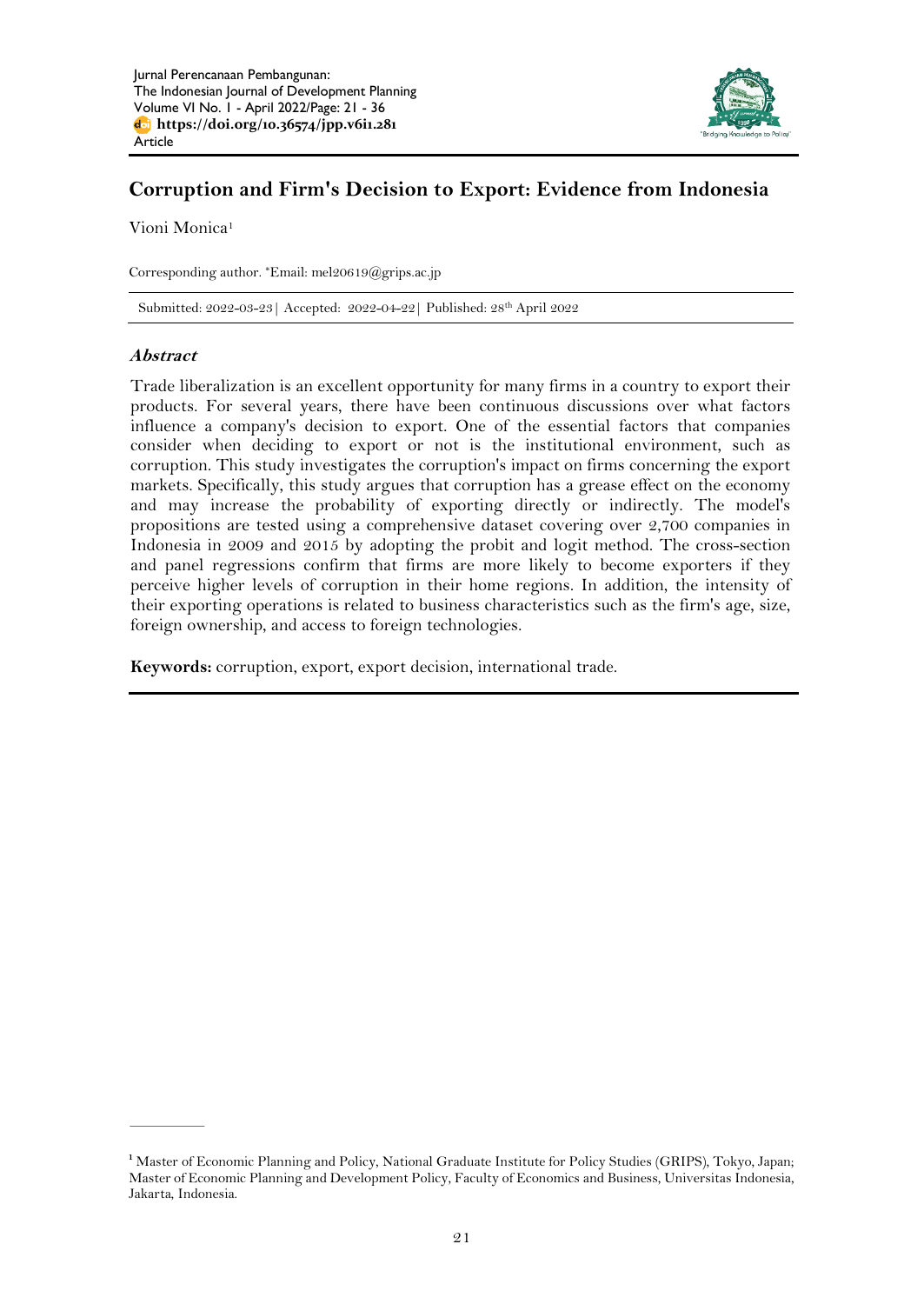# Corruption and Firm's Decision to Export: Evidence from Indonesia

Vioni Monica[1]

Corresponding author. *Email: mel20619@grips.ac.jp

Submitted: 2022-03-23| Accepted: 2022-04-22| Published: 28th April 2022

## *Abstract*

Trade liberalization is an excellent opportunity for many firms in a country to export their products. For several years, there have been continuous discussions over what factors influence a company's decision to export. One of the essential factors that companies consider when deciding to export or not is the institutional environment, such as corruption. This study investigates the corruption's impact on firms concerning the export markets. Specifically, this study argues that corruption has a grease effect on the economy and may increase the probability of exporting directly or indirectly. The model's propositions are tested using a comprehensive dataset covering over 2,700 companies in Indonesia in 2009 and 2015 by adopting the probit and logit method. The cross-section and panel regressions confirm that firms are more likely to become exporters if they perceive higher levels of corruption in their home regions. In addition, the intensity of their exporting operations is related to business characteristics such as the firm's age, size, foreign ownership, and access to foreign technologies.

**Keywords:** corruption, export, export decision, international trade.

---

[1] Master of Economic Planning and Policy, National Graduate Institute for Policy Studies (GRIPS), Tokyo, Japan; Master of Economic Planning and Development Policy, Faculty of Economics and Business, Universitas Indonesia, Jakarta, Indonesia.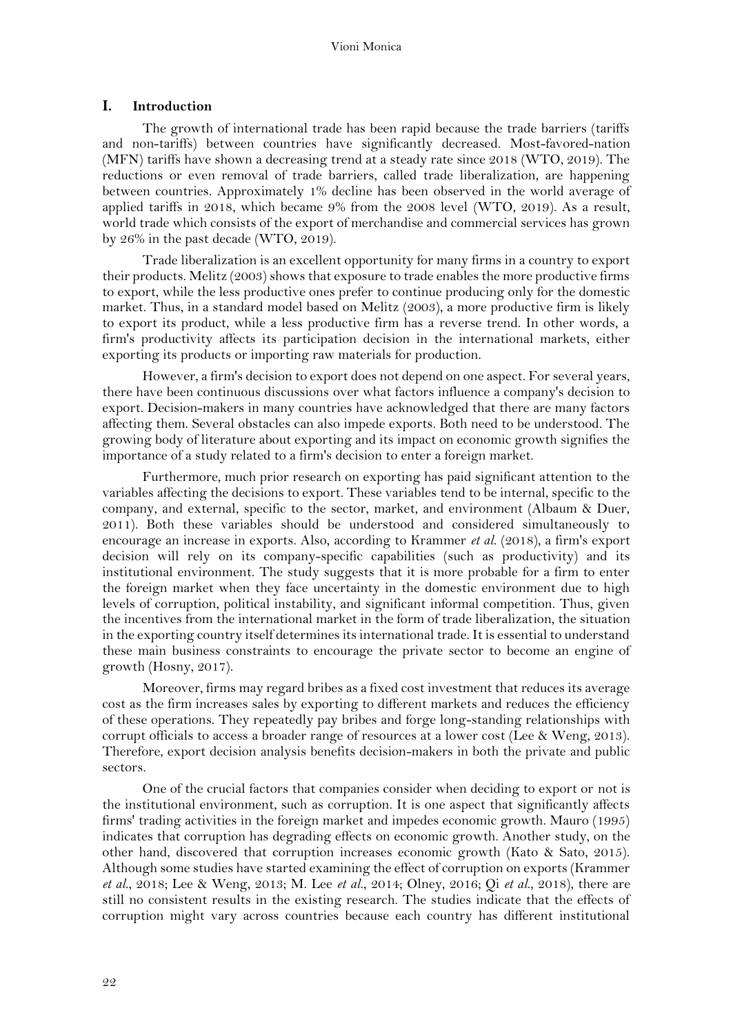## I. Introduction

The growth of international trade has been rapid because the trade barriers (tariffs and non-tariffs) between countries have significantly decreased. Most-favored-nation (MFN) tariffs have shown a decreasing trend at a steady rate since 2018 (WTO, 2019). The reductions or even removal of trade barriers, called trade liberalization, are happening between countries. Approximately 1% decline has been observed in the world average of applied tariffs in 2018, which became 9% from the 2008 level (WTO, 2019). As a result, world trade which consists of the export of merchandise and commercial services has grown by 26% in the past decade (WTO, 2019).

Trade liberalization is an excellent opportunity for many firms in a country to export their products. Melitz (2003) shows that exposure to trade enables the more productive firms to export, while the less productive ones prefer to continue producing only for the domestic market. Thus, in a standard model based on Melitz (2003), a more productive firm is likely to export its product, while a less productive firm has a reverse trend. In other words, a firm's productivity affects its participation decision in the international markets, either exporting its products or importing raw materials for production.

However, a firm's decision to export does not depend on one aspect. For several years, there have been continuous discussions over what factors influence a company's decision to export. Decision-makers in many countries have acknowledged that there are many factors affecting them. Several obstacles can also impede exports. Both need to be understood. The growing body of literature about exporting and its impact on economic growth signifies the importance of a study related to a firm's decision to enter a foreign market.

Furthermore, much prior research on exporting has paid significant attention to the variables affecting the decisions to export. These variables tend to be internal, specific to the company, and external, specific to the sector, market, and environment (Albaum & Duer, 2011). Both these variables should be understood and considered simultaneously to encourage an increase in exports. Also, according to Krammer *et al.* (2018), a firm's export decision will rely on its company-specific capabilities (such as productivity) and its institutional environment. The study suggests that it is more probable for a firm to enter the foreign market when they face uncertainty in the domestic environment due to high levels of corruption, political instability, and significant informal competition. Thus, given the incentives from the international market in the form of trade liberalization, the situation in the exporting country itself determines its international trade. It is essential to understand these main business constraints to encourage the private sector to become an engine of growth (Hosny, 2017).

Moreover, firms may regard bribes as a fixed cost investment that reduces its average cost as the firm increases sales by exporting to different markets and reduces the efficiency of these operations. They repeatedly pay bribes and forge long-standing relationships with corrupt officials to access a broader range of resources at a lower cost (Lee & Weng, 2013). Therefore, export decision analysis benefits decision-makers in both the private and public sectors.

One of the crucial factors that companies consider when deciding to export or not is the institutional environment, such as corruption. It is one aspect that significantly affects firms' trading activities in the foreign market and impedes economic growth. Mauro (1995) indicates that corruption has degrading effects on economic growth. Another study, on the other hand, discovered that corruption increases economic growth (Kato & Sato, 2015). Although some studies have started examining the effect of corruption on exports (Krammer *et al.*, 2018; Lee & Weng, 2013; M. Lee *et al.*, 2014; Olney, 2016; Qi *et al.*, 2018), there are still no consistent results in the existing research. The studies indicate that the effects of corruption might vary across countries because each country has different institutional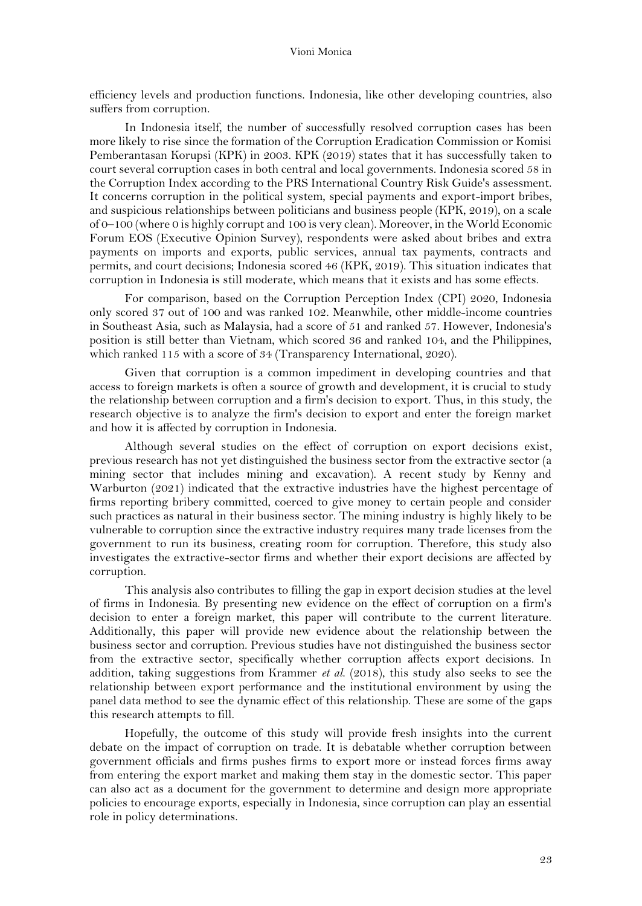efficiency levels and production functions. Indonesia, like other developing countries, also suffers from corruption.

In Indonesia itself, the number of successfully resolved corruption cases has been more likely to rise since the formation of the Corruption Eradication Commission or Komisi Pemberantasan Korupsi (KPK) in 2003. KPK (2019) states that it has successfully taken to court several corruption cases in both central and local governments. Indonesia scored 58 in the Corruption Index according to the PRS International Country Risk Guide's assessment. It concerns corruption in the political system, special payments and export-import bribes, and suspicious relationships between politicians and business people (KPK, 2019), on a scale of 0–100 (where 0 is highly corrupt and 100 is very clean). Moreover, in the World Economic Forum EOS (Executive Opinion Survey), respondents were asked about bribes and extra payments on imports and exports, public services, annual tax payments, contracts and permits, and court decisions; Indonesia scored 46 (KPK, 2019). This situation indicates that corruption in Indonesia is still moderate, which means that it exists and has some effects.

For comparison, based on the Corruption Perception Index (CPI) 2020, Indonesia only scored 37 out of 100 and was ranked 102. Meanwhile, other middle-income countries in Southeast Asia, such as Malaysia, had a score of 51 and ranked 57. However, Indonesia's position is still better than Vietnam, which scored 36 and ranked 104, and the Philippines, which ranked 115 with a score of 34 (Transparency International, 2020).

Given that corruption is a common impediment in developing countries and that access to foreign markets is often a source of growth and development, it is crucial to study the relationship between corruption and a firm's decision to export. Thus, in this study, the research objective is to analyze the firm's decision to export and enter the foreign market and how it is affected by corruption in Indonesia.

Although several studies on the effect of corruption on export decisions exist, previous research has not yet distinguished the business sector from the extractive sector (a mining sector that includes mining and excavation). A recent study by Kenny and Warburton (2021) indicated that the extractive industries have the highest percentage of firms reporting bribery committed, coerced to give money to certain people and consider such practices as natural in their business sector. The mining industry is highly likely to be vulnerable to corruption since the extractive industry requires many trade licenses from the government to run its business, creating room for corruption. Therefore, this study also investigates the extractive-sector firms and whether their export decisions are affected by corruption.

This analysis also contributes to filling the gap in export decision studies at the level of firms in Indonesia. By presenting new evidence on the effect of corruption on a firm's decision to enter a foreign market, this paper will contribute to the current literature. Additionally, this paper will provide new evidence about the relationship between the business sector and corruption. Previous studies have not distinguished the business sector from the extractive sector, specifically whether corruption affects export decisions. In addition, taking suggestions from Krammer *et al.* (2018), this study also seeks to see the relationship between export performance and the institutional environment by using the panel data method to see the dynamic effect of this relationship. These are some of the gaps this research attempts to fill.

Hopefully, the outcome of this study will provide fresh insights into the current debate on the impact of corruption on trade. It is debatable whether corruption between government officials and firms pushes firms to export more or instead forces firms away from entering the export market and making them stay in the domestic sector. This paper can also act as a document for the government to determine and design more appropriate policies to encourage exports, especially in Indonesia, since corruption can play an essential role in policy determinations.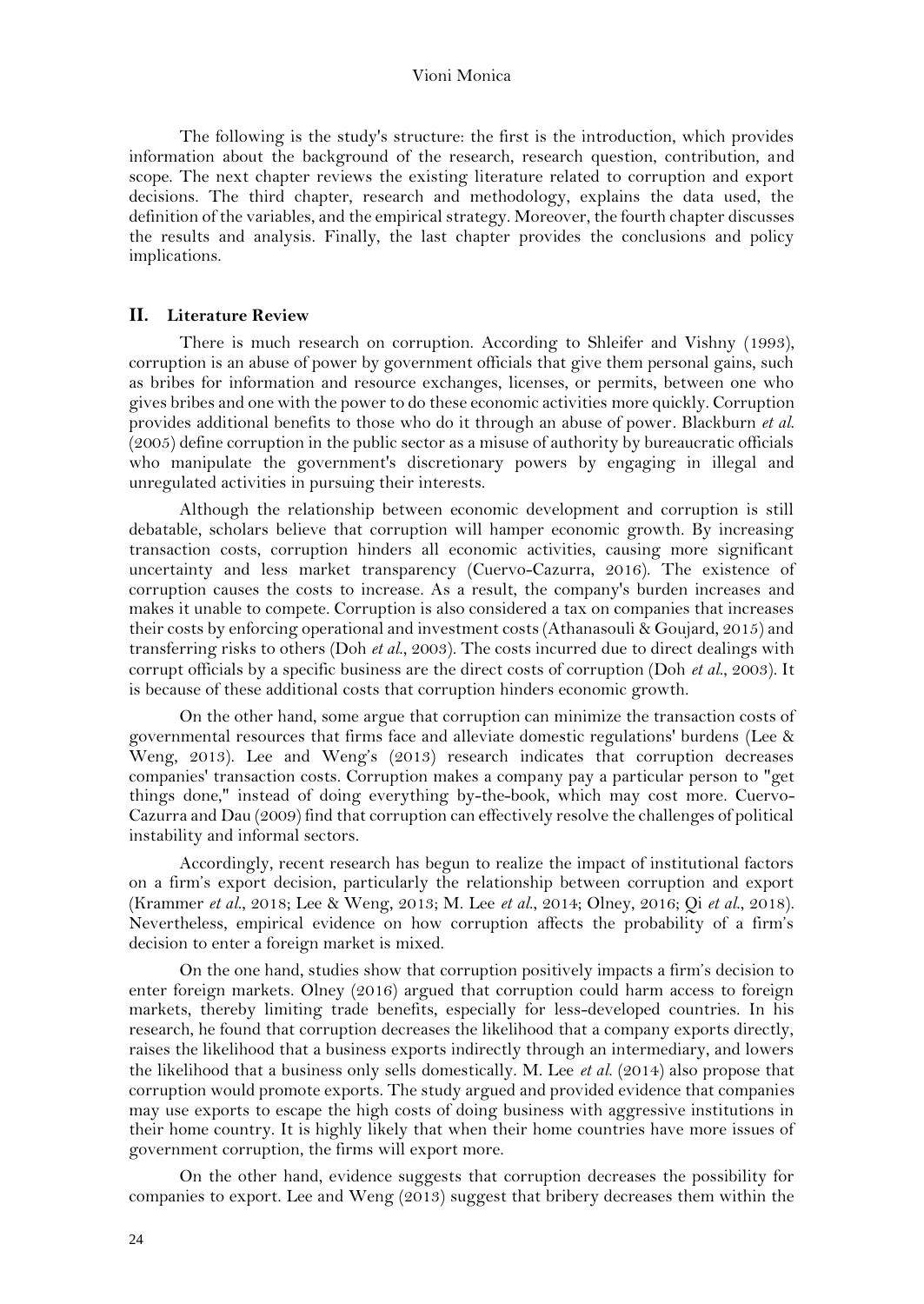The following is the study's structure: the first is the introduction, which provides information about the background of the research, research question, contribution, and scope. The next chapter reviews the existing literature related to corruption and export decisions. The third chapter, research and methodology, explains the data used, the definition of the variables, and the empirical strategy. Moreover, the fourth chapter discusses the results and analysis. Finally, the last chapter provides the conclusions and policy implications.

## II. Literature Review

There is much research on corruption. According to Shleifer and Vishny (1993), corruption is an abuse of power by government officials that give them personal gains, such as bribes for information and resource exchanges, licenses, or permits, between one who gives bribes and one with the power to do these economic activities more quickly. Corruption provides additional benefits to those who do it through an abuse of power. Blackburn *et al.* (2005) define corruption in the public sector as a misuse of authority by bureaucratic officials who manipulate the government's discretionary powers by engaging in illegal and unregulated activities in pursuing their interests.

Although the relationship between economic development and corruption is still debatable, scholars believe that corruption will hamper economic growth. By increasing transaction costs, corruption hinders all economic activities, causing more significant uncertainty and less market transparency (Cuervo-Cazurra, 2016). The existence of corruption causes the costs to increase. As a result, the company's burden increases and makes it unable to compete. Corruption is also considered a tax on companies that increases their costs by enforcing operational and investment costs (Athanasouli & Goujard, 2015) and transferring risks to others (Doh *et al.*, 2003). The costs incurred due to direct dealings with corrupt officials by a specific business are the direct costs of corruption (Doh *et al.*, 2003). It is because of these additional costs that corruption hinders economic growth.

On the other hand, some argue that corruption can minimize the transaction costs of governmental resources that firms face and alleviate domestic regulations' burdens (Lee & Weng, 2013). Lee and Weng's (2013) research indicates that corruption decreases companies' transaction costs. Corruption makes a company pay a particular person to "get things done," instead of doing everything by-the-book, which may cost more. Cuervo-Cazurra and Dau (2009) find that corruption can effectively resolve the challenges of political instability and informal sectors.

Accordingly, recent research has begun to realize the impact of institutional factors on a firm's export decision, particularly the relationship between corruption and export (Krammer *et al.*, 2018; Lee & Weng, 2013; M. Lee *et al.*, 2014; Olney, 2016; Qi *et al.*, 2018). Nevertheless, empirical evidence on how corruption affects the probability of a firm's decision to enter a foreign market is mixed.

On the one hand, studies show that corruption positively impacts a firm's decision to enter foreign markets. Olney (2016) argued that corruption could harm access to foreign markets, thereby limiting trade benefits, especially for less-developed countries. In his research, he found that corruption decreases the likelihood that a company exports directly, raises the likelihood that a business exports indirectly through an intermediary, and lowers the likelihood that a business only sells domestically. M. Lee *et al.* (2014) also propose that corruption would promote exports. The study argued and provided evidence that companies may use exports to escape the high costs of doing business with aggressive institutions in their home country. It is highly likely that when their home countries have more issues of government corruption, the firms will export more.

On the other hand, evidence suggests that corruption decreases the possibility for companies to export. Lee and Weng (2013) suggest that bribery decreases them within the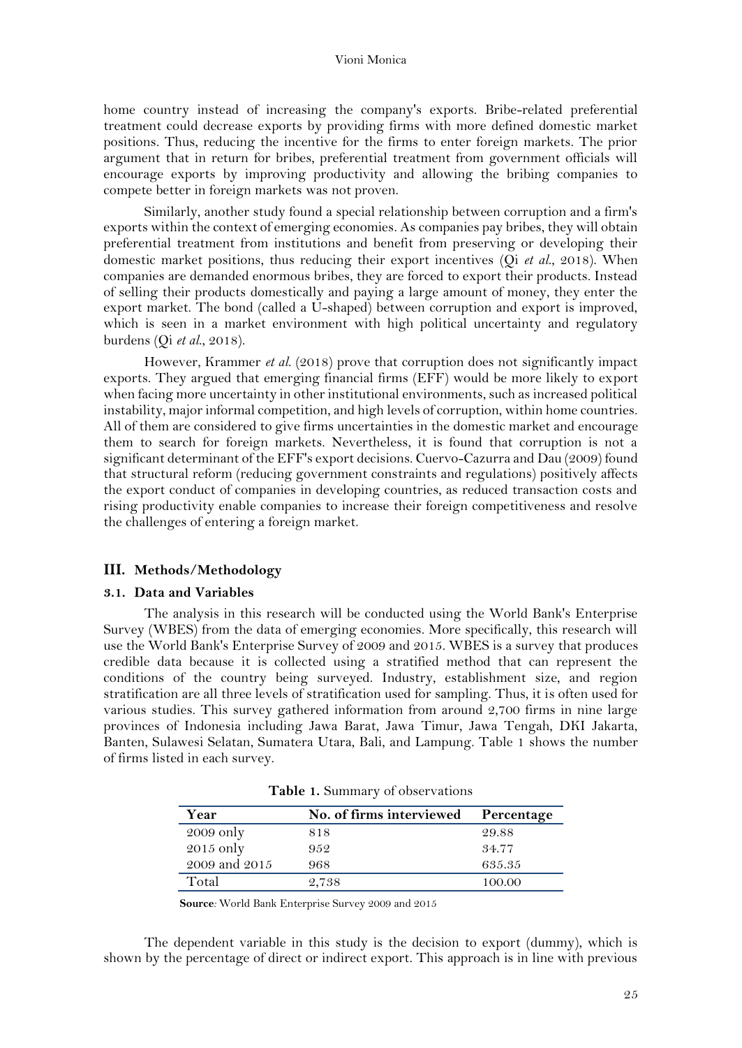home country instead of increasing the company's exports. Bribe-related preferential treatment could decrease exports by providing firms with more defined domestic market positions. Thus, reducing the incentive for the firms to enter foreign markets. The prior argument that in return for bribes, preferential treatment from government officials will encourage exports by improving productivity and allowing the bribing companies to compete better in foreign markets was not proven.

Similarly, another study found a special relationship between corruption and a firm's exports within the context of emerging economies. As companies pay bribes, they will obtain preferential treatment from institutions and benefit from preserving or developing their domestic market positions, thus reducing their export incentives (Qi *et al.*, 2018). When companies are demanded enormous bribes, they are forced to export their products. Instead of selling their products domestically and paying a large amount of money, they enter the export market. The bond (called a U-shaped) between corruption and export is improved, which is seen in a market environment with high political uncertainty and regulatory burdens (Qi *et al.*, 2018).

However, Krammer *et al.* (2018) prove that corruption does not significantly impact exports. They argued that emerging financial firms (EFF) would be more likely to export when facing more uncertainty in other institutional environments, such as increased political instability, major informal competition, and high levels of corruption, within home countries. All of them are considered to give firms uncertainties in the domestic market and encourage them to search for foreign markets. Nevertheless, it is found that corruption is not a significant determinant of the EFF's export decisions. Cuervo-Cazurra and Dau (2009) found that structural reform (reducing government constraints and regulations) positively affects the export conduct of companies in developing countries, as reduced transaction costs and rising productivity enable companies to increase their foreign competitiveness and resolve the challenges of entering a foreign market.

## III. Methods/Methodology

### 3.1. Data and Variables

The analysis in this research will be conducted using the World Bank's Enterprise Survey (WBES) from the data of emerging economies. More specifically, this research will use the World Bank's Enterprise Survey of 2009 and 2015. WBES is a survey that produces credible data because it is collected using a stratified method that can represent the conditions of the country being surveyed. Industry, establishment size, and region stratification are all three levels of stratification used for sampling. Thus, it is often used for various studies. This survey gathered information from around 2,700 firms in nine large provinces of Indonesia including Jawa Barat, Jawa Timur, Jawa Tengah, DKI Jakarta, Banten, Sulawesi Selatan, Sumatera Utara, Bali, and Lampung. Table 1 shows the number of firms listed in each survey.

**Table 1.** Summary of observations

| Year | No. of firms interviewed | Percentage |
|---|---|---|
| 2009 only | 818 | 29.88 |
| 2015 only | 952 | 34.77 |
| 2009 and 2015 | 968 | 635.35 |
| Total | 2,738 | 100.00 |

**Source**: World Bank Enterprise Survey 2009 and 2015

The dependent variable in this study is the decision to export (dummy), which is shown by the percentage of direct or indirect export. This approach is in line with previous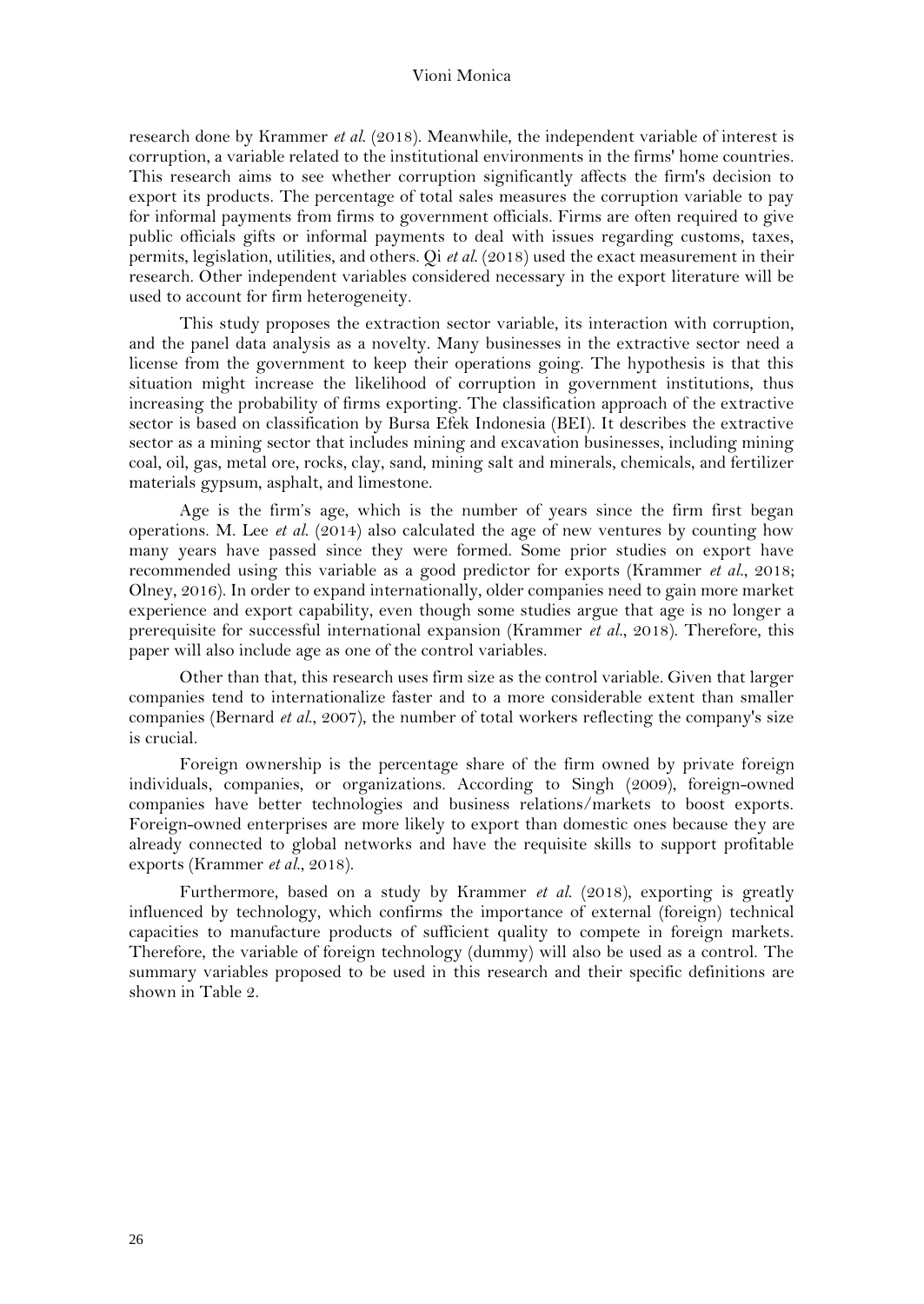research done by Krammer *et al.* (2018). Meanwhile, the independent variable of interest is corruption, a variable related to the institutional environments in the firms' home countries. This research aims to see whether corruption significantly affects the firm's decision to export its products. The percentage of total sales measures the corruption variable to pay for informal payments from firms to government officials. Firms are often required to give public officials gifts or informal payments to deal with issues regarding customs, taxes, permits, legislation, utilities, and others. Qi *et al.* (2018) used the exact measurement in their research. Other independent variables considered necessary in the export literature will be used to account for firm heterogeneity.

This study proposes the extraction sector variable, its interaction with corruption, and the panel data analysis as a novelty. Many businesses in the extractive sector need a license from the government to keep their operations going. The hypothesis is that this situation might increase the likelihood of corruption in government institutions, thus increasing the probability of firms exporting. The classification approach of the extractive sector is based on classification by Bursa Efek Indonesia (BEI). It describes the extractive sector as a mining sector that includes mining and excavation businesses, including mining coal, oil, gas, metal ore, rocks, clay, sand, mining salt and minerals, chemicals, and fertilizer materials gypsum, asphalt, and limestone.

Age is the firm's age, which is the number of years since the firm first began operations. M. Lee *et al.* (2014) also calculated the age of new ventures by counting how many years have passed since they were formed. Some prior studies on export have recommended using this variable as a good predictor for exports (Krammer *et al.*, 2018; Olney, 2016). In order to expand internationally, older companies need to gain more market experience and export capability, even though some studies argue that age is no longer a prerequisite for successful international expansion (Krammer *et al.*, 2018). Therefore, this paper will also include age as one of the control variables.

Other than that, this research uses firm size as the control variable. Given that larger companies tend to internationalize faster and to a more considerable extent than smaller companies (Bernard *et al.*, 2007), the number of total workers reflecting the company's size is crucial.

Foreign ownership is the percentage share of the firm owned by private foreign individuals, companies, or organizations. According to Singh (2009), foreign-owned companies have better technologies and business relations/markets to boost exports. Foreign-owned enterprises are more likely to export than domestic ones because they are already connected to global networks and have the requisite skills to support profitable exports (Krammer *et al.*, 2018).

Furthermore, based on a study by Krammer *et al.* (2018), exporting is greatly influenced by technology, which confirms the importance of external (foreign) technical capacities to manufacture products of sufficient quality to compete in foreign markets. Therefore, the variable of foreign technology (dummy) will also be used as a control. The summary variables proposed to be used in this research and their specific definitions are shown in Table 2.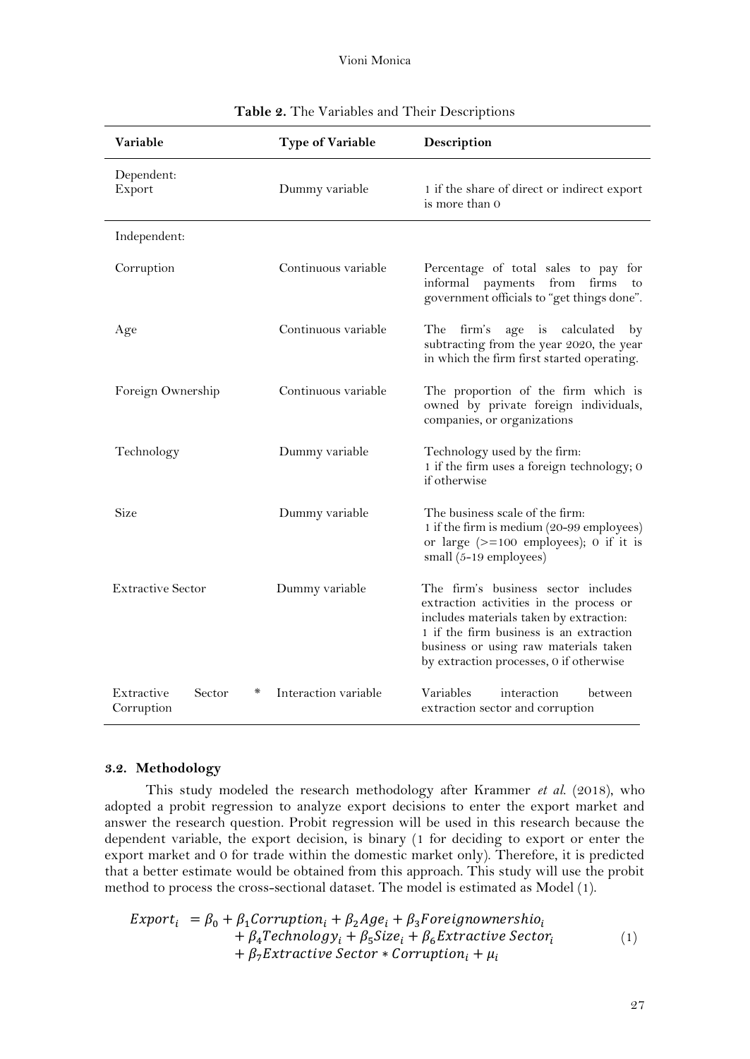**Table 2.** The Variables and Their Descriptions

| Variable | Type of Variable | Description |
|---|---|---|
| Dependent: Export | Dummy variable | 1 if the share of direct or indirect export is more than 0 |
| Independent: | | |
| Corruption | Continuous variable | Percentage of total sales to pay for informal payments from firms to government officials to "get things done". |
| Age | Continuous variable | The firm's age is calculated by subtracting from the year 2020, the year in which the firm first started operating. |
| Foreign Ownership | Continuous variable | The proportion of the firm which is owned by private foreign individuals, companies, or organizations |
| Technology | Dummy variable | Technology used by the firm: 1 if the firm uses a foreign technology; 0 if otherwise |
| Size | Dummy variable | The business scale of the firm: 1 if the firm is medium (20-99 employees) or large (>=100 employees); 0 if it is small (5-19 employees) |
| Extractive Sector | Dummy variable | The firm's business sector includes extraction activities in the process or includes materials taken by extraction: 1 if the firm business is an extraction business or using raw materials taken by extraction processes, 0 if otherwise |
| Extractive Sector * Corruption | Interaction variable | Variables interaction between extraction sector and corruption |

### 3.2. Methodology

This study modeled the research methodology after Krammer *et al.* (2018), who adopted a probit regression to analyze export decisions to enter the export market and answer the research question. Probit regression will be used in this research because the dependent variable, the export decision, is binary (1 for deciding to export or enter the export market and 0 for trade within the domestic market only). Therefore, it is predicted that a better estimate would be obtained from this approach. This study will use the probit method to process the cross-sectional dataset. The model is estimated as Model (1).

$$\begin{aligned} Export_i = {} & \beta_0 + \beta_1 Corruption_i + \beta_2 Age_i + \beta_3 Foreignownershio_i \\ & + \beta_4 Technology_i + \beta_5 Size_i + \beta_6 Extractive\ Sector_i \\ & + \beta_7 Extractive\ Sector * Corruption_i + \mu_i \end{aligned} \tag{1}$$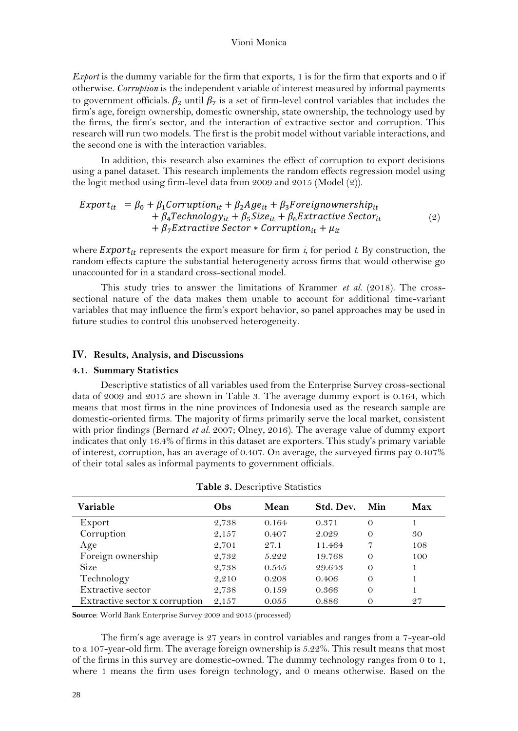*Export* is the dummy variable for the firm that exports, 1 is for the firm that exports and 0 if otherwise. *Corruption* is the independent variable of interest measured by informal payments to government officials. $\beta_2$ until $\beta_7$ is a set of firm-level control variables that includes the firm's age, foreign ownership, domestic ownership, state ownership, the technology used by the firms, the firm's sector, and the interaction of extractive sector and corruption. This research will run two models. The first is the probit model without variable interactions, and the second one is with the interaction variables.

In addition, this research also examines the effect of corruption to export decisions using a panel dataset. This research implements the random effects regression model using the logit method using firm-level data from 2009 and 2015 (Model (2)).

$$\begin{aligned} Export_{it} = \beta_0 &+ \beta_1 Corruption_{it} + \beta_2 Age_{it} + \beta_3 Foreignownership_{it} \\ &+ \beta_4 Technology_{it} + \beta_5 Size_{it} + \beta_6 Extractive\ Sector_{it} \\ &+ \beta_7 Extractive\ Sector * Corruption_{it} + \mu_{it} \end{aligned} \tag{2}$$

where $Export_{it}$ represents the export measure for firm *i*, for period *t*. By construction, the random effects capture the substantial heterogeneity across firms that would otherwise go unaccounted for in a standard cross-sectional model.

This study tries to answer the limitations of Krammer *et al.* (2018). The cross-sectional nature of the data makes them unable to account for additional time-variant variables that may influence the firm's export behavior, so panel approaches may be used in future studies to control this unobserved heterogeneity.

## IV. Results, Analysis, and Discussions

### 4.1. Summary Statistics

Descriptive statistics of all variables used from the Enterprise Survey cross-sectional data of 2009 and 2015 are shown in Table 3. The average dummy export is 0.164, which means that most firms in the nine provinces of Indonesia used as the research sample are domestic-oriented firms. The majority of firms primarily serve the local market, consistent with prior findings (Bernard *et al.* 2007; Olney, 2016). The average value of dummy export indicates that only 16.4% of firms in this dataset are exporters. This study's primary variable of interest, corruption, has an average of 0.407. On average, the surveyed firms pay 0.407% of their total sales as informal payments to government officials.

**Table 3.** Descriptive Statistics

| Variable | Obs | Mean | Std. Dev. | Min | Max |
|---|---|---|---|---|---|
| Export | 2,738 | 0.164 | 0.371 | 0 | 1 |
| Corruption | 2,157 | 0.407 | 2.029 | 0 | 30 |
| Age | 2,701 | 27.1 | 11.464 | 7 | 108 |
| Foreign ownership | 2,732 | 5.222 | 19.768 | 0 | 100 |
| Size | 2,738 | 0.545 | 29.643 | 0 | 1 |
| Technology | 2,210 | 0.208 | 0.406 | 0 | 1 |
| Extractive sector | 2,738 | 0.159 | 0.366 | 0 | 1 |
| Extractive sector x corruption | 2,157 | 0.055 | 0.886 | 0 | 27 |

**Source**: World Bank Enterprise Survey 2009 and 2015 (processed)

The firm's age average is 27 years in control variables and ranges from a 7-year-old to a 107-year-old firm. The average foreign ownership is 5.22%. This result means that most of the firms in this survey are domestic-owned. The dummy technology ranges from 0 to 1, where 1 means the firm uses foreign technology, and 0 means otherwise. Based on the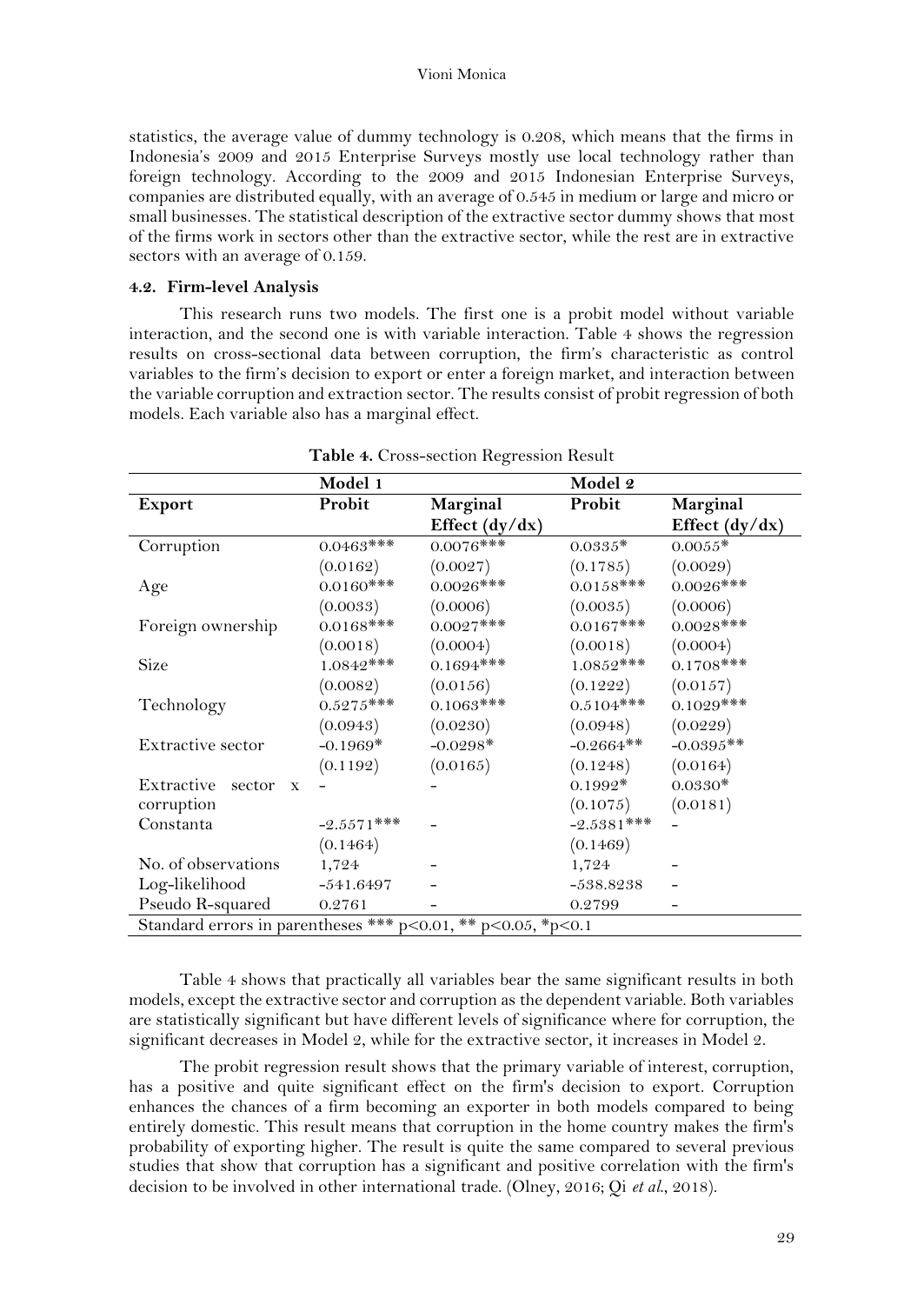statistics, the average value of dummy technology is 0.208, which means that the firms in Indonesia's 2009 and 2015 Enterprise Surveys mostly use local technology rather than foreign technology. According to the 2009 and 2015 Indonesian Enterprise Surveys, companies are distributed equally, with an average of 0.545 in medium or large and micro or small businesses. The statistical description of the extractive sector dummy shows that most of the firms work in sectors other than the extractive sector, while the rest are in extractive sectors with an average of 0.159.

### 4.2. Firm-level Analysis

This research runs two models. The first one is a probit model without variable interaction, and the second one is with variable interaction. Table 4 shows the regression results on cross-sectional data between corruption, the firm's characteristic as control variables to the firm's decision to export or enter a foreign market, and interaction between the variable corruption and extraction sector. The results consist of probit regression of both models. Each variable also has a marginal effect.

**Table 4.** Cross-section Regression Result

| | Model 1 | | Model 2 | |
|---|---|---|---|---|
| **Export** | **Probit** | **Marginal Effect (dy/dx)** | **Probit** | **Marginal Effect (dy/dx)** |
| Corruption | 0.0463*** | 0.0076*** | 0.0335* | 0.0055* |
| | (0.0162) | (0.0027) | (0.1785) | (0.0029) |
| Age | 0.0160*** | 0.0026*** | 0.0158*** | 0.0026*** |
| | (0.0033) | (0.0006) | (0.0035) | (0.0006) |
| Foreign ownership | 0.0168*** | 0.0027*** | 0.0167*** | 0.0028*** |
| | (0.0018) | (0.0004) | (0.0018) | (0.0004) |
| Size | 1.0842*** | 0.1694*** | 1.0852*** | 0.1708*** |
| | (0.0082) | (0.0156) | (0.1222) | (0.0157) |
| Technology | 0.5275*** | 0.1063*** | 0.5104*** | 0.1029*** |
| | (0.0943) | (0.0230) | (0.0948) | (0.0229) |
| Extractive sector | -0.1969* | -0.0298* | -0.2664** | -0.0395** |
| | (0.1192) | (0.0165) | (0.1248) | (0.0164) |
| Extractive sector x corruption | - | - | 0.1992* | 0.0330* |
| | | | (0.1075) | (0.0181) |
| Constanta | -2.5571*** | - | -2.5381*** | - |
| | (0.1464) | | (0.1469) | |
| No. of observations | 1,724 | - | 1,724 | - |
| Log-likelihood | -541.6497 | - | -538.8238 | - |
| Pseudo R-squared | 0.2761 | - | 0.2799 | - |

Standard errors in parentheses *** p<0.01, ** p<0.05, *p<0.1

Table 4 shows that practically all variables bear the same significant results in both models, except the extractive sector and corruption as the dependent variable. Both variables are statistically significant but have different levels of significance where for corruption, the significant decreases in Model 2, while for the extractive sector, it increases in Model 2.

The probit regression result shows that the primary variable of interest, corruption, has a positive and quite significant effect on the firm's decision to export. Corruption enhances the chances of a firm becoming an exporter in both models compared to being entirely domestic. This result means that corruption in the home country makes the firm's probability of exporting higher. The result is quite the same compared to several previous studies that show that corruption has a significant and positive correlation with the firm's decision to be involved in other international trade. (Olney, 2016; Qi *et al.*, 2018).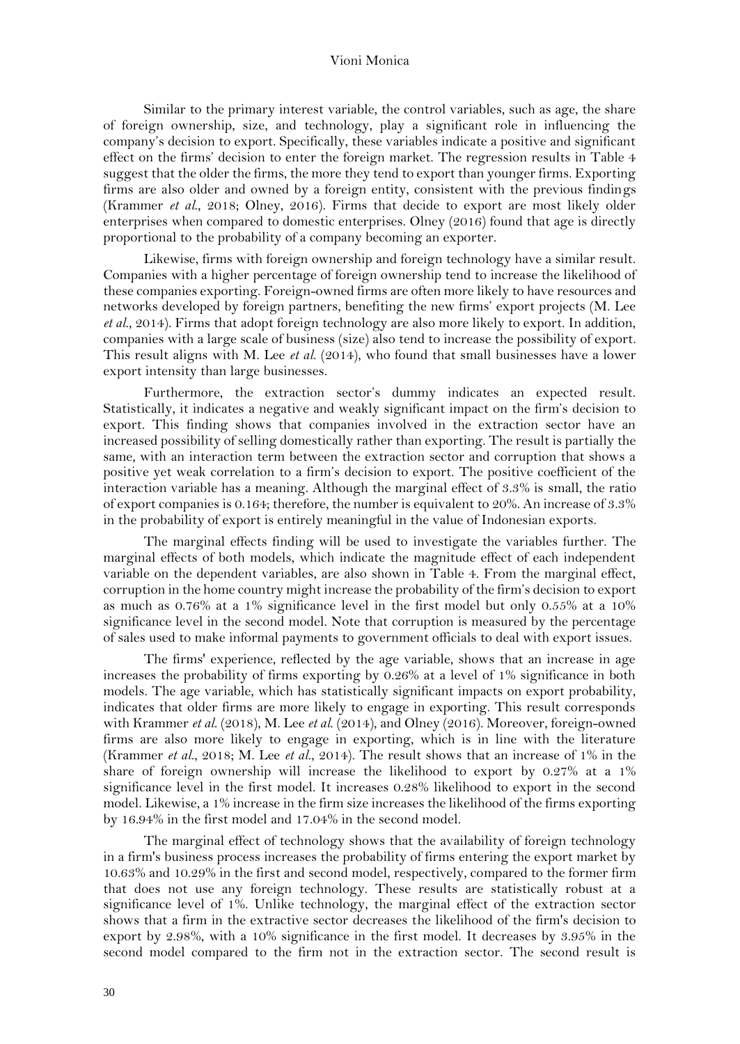Similar to the primary interest variable, the control variables, such as age, the share of foreign ownership, size, and technology, play a significant role in influencing the company's decision to export. Specifically, these variables indicate a positive and significant effect on the firms' decision to enter the foreign market. The regression results in Table 4 suggest that the older the firms, the more they tend to export than younger firms. Exporting firms are also older and owned by a foreign entity, consistent with the previous findings (Krammer *et al.*, 2018; Olney, 2016). Firms that decide to export are most likely older enterprises when compared to domestic enterprises. Olney (2016) found that age is directly proportional to the probability of a company becoming an exporter.

Likewise, firms with foreign ownership and foreign technology have a similar result. Companies with a higher percentage of foreign ownership tend to increase the likelihood of these companies exporting. Foreign-owned firms are often more likely to have resources and networks developed by foreign partners, benefiting the new firms' export projects (M. Lee *et al.*, 2014). Firms that adopt foreign technology are also more likely to export. In addition, companies with a large scale of business (size) also tend to increase the possibility of export. This result aligns with M. Lee *et al.* (2014), who found that small businesses have a lower export intensity than large businesses.

Furthermore, the extraction sector's dummy indicates an expected result. Statistically, it indicates a negative and weakly significant impact on the firm's decision to export. This finding shows that companies involved in the extraction sector have an increased possibility of selling domestically rather than exporting. The result is partially the same, with an interaction term between the extraction sector and corruption that shows a positive yet weak correlation to a firm's decision to export. The positive coefficient of the interaction variable has a meaning. Although the marginal effect of 3.3% is small, the ratio of export companies is 0.164; therefore, the number is equivalent to 20%. An increase of 3.3% in the probability of export is entirely meaningful in the value of Indonesian exports.

The marginal effects finding will be used to investigate the variables further. The marginal effects of both models, which indicate the magnitude effect of each independent variable on the dependent variables, are also shown in Table 4. From the marginal effect, corruption in the home country might increase the probability of the firm's decision to export as much as 0.76% at a 1% significance level in the first model but only 0.55% at a 10% significance level in the second model. Note that corruption is measured by the percentage of sales used to make informal payments to government officials to deal with export issues.

The firms' experience, reflected by the age variable, shows that an increase in age increases the probability of firms exporting by 0.26% at a level of 1% significance in both models. The age variable, which has statistically significant impacts on export probability, indicates that older firms are more likely to engage in exporting. This result corresponds with Krammer *et al.* (2018), M. Lee *et al.* (2014), and Olney (2016). Moreover, foreign-owned firms are also more likely to engage in exporting, which is in line with the literature (Krammer *et al.*, 2018; M. Lee *et al.*, 2014). The result shows that an increase of 1% in the share of foreign ownership will increase the likelihood to export by 0.27% at a 1% significance level in the first model. It increases 0.28% likelihood to export in the second model. Likewise, a 1% increase in the firm size increases the likelihood of the firms exporting by 16.94% in the first model and 17.04% in the second model.

The marginal effect of technology shows that the availability of foreign technology in a firm's business process increases the probability of firms entering the export market by 10.63% and 10.29% in the first and second model, respectively, compared to the former firm that does not use any foreign technology. These results are statistically robust at a significance level of 1%. Unlike technology, the marginal effect of the extraction sector shows that a firm in the extractive sector decreases the likelihood of the firm's decision to export by 2.98%, with a 10% significance in the first model. It decreases by 3.95% in the second model compared to the firm not in the extraction sector. The second result is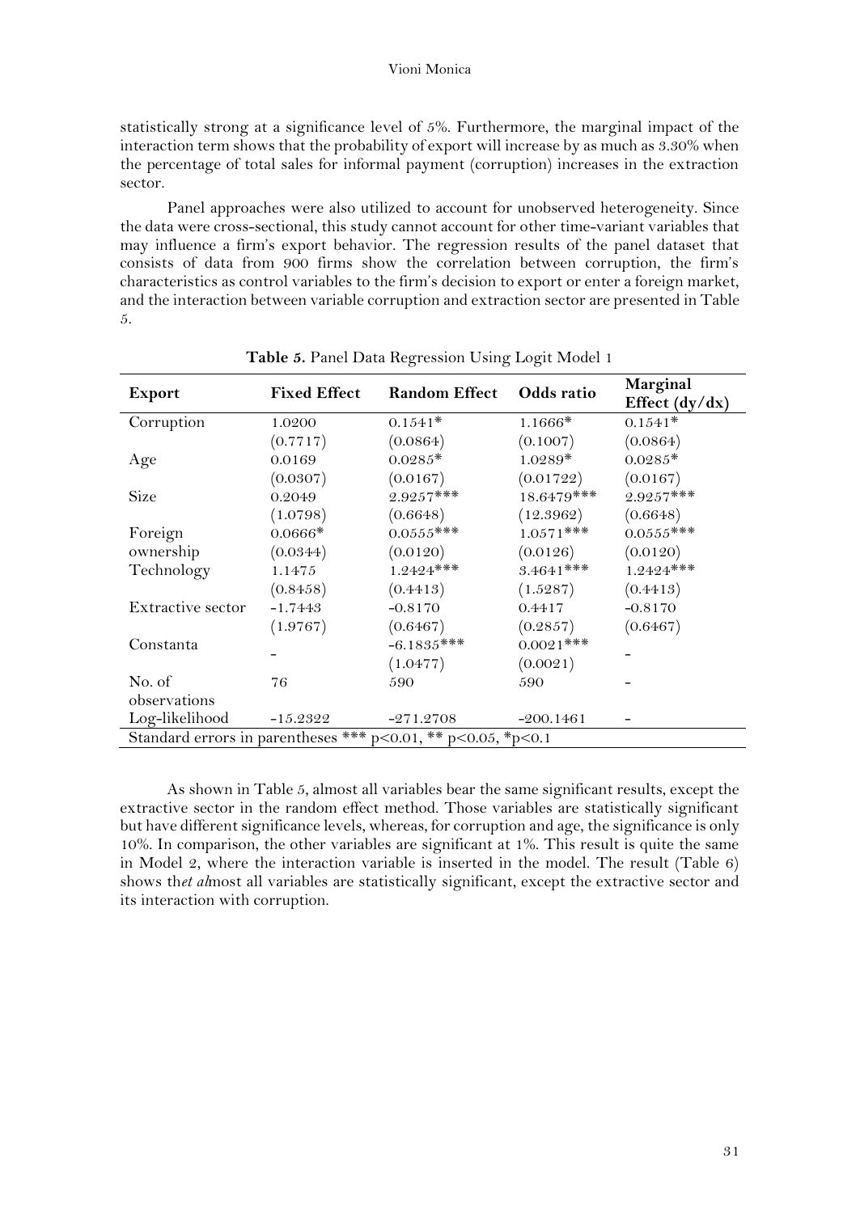statistically strong at a significance level of 5%. Furthermore, the marginal impact of the interaction term shows that the probability of export will increase by as much as 3.30% when the percentage of total sales for informal payment (corruption) increases in the extraction sector.

Panel approaches were also utilized to account for unobserved heterogeneity. Since the data were cross-sectional, this study cannot account for other time-variant variables that may influence a firm's export behavior. The regression results of the panel dataset that consists of data from 900 firms show the correlation between corruption, the firm's characteristics as control variables to the firm's decision to export or enter a foreign market, and the interaction between variable corruption and extraction sector are presented in Table 5.

**Table 5.** Panel Data Regression Using Logit Model 1

| Export | Fixed Effect | Random Effect | Odds ratio | Marginal Effect (dy/dx) |
|---|---|---|---|---|
| Corruption | 1.0200 | 0.1541* | 1.1666* | 0.1541* |
| | (0.7717) | (0.0864) | (0.1007) | (0.0864) |
| Age | 0.0169 | 0.0285* | 1.0289* | 0.0285* |
| | (0.0307) | (0.0167) | (0.01722) | (0.0167) |
| Size | 0.2049 | 2.9257*** | 18.6479*** | 2.9257*** |
| | (1.0798) | (0.6648) | (12.3962) | (0.6648) |
| Foreign ownership | 0.0666* | 0.0555*** | 1.0571*** | 0.0555*** |
| | (0.0344) | (0.0120) | (0.0126) | (0.0120) |
| Technology | 1.1475 | 1.2424*** | 3.4641*** | 1.2424*** |
| | (0.8458) | (0.4413) | (1.5287) | (0.4413) |
| Extractive sector | -1.7443 | -0.8170 | 0.4417 | -0.8170 |
| | (1.9767) | (0.6467) | (0.2857) | (0.6467) |
| Constanta | - | -6.1835*** | 0.0021*** | - |
| | | (1.0477) | (0.0021) | |
| No. of observations | 76 | 590 | 590 | - |
| Log-likelihood | -15.2322 | -271.2708 | -200.1461 | - |

Standard errors in parentheses *** p<0.01, ** p<0.05, *p<0.1

As shown in Table 5, almost all variables bear the same significant results, except the extractive sector in the random effect method. Those variables are statistically significant but have different significance levels, whereas, for corruption and age, the significance is only 10%. In comparison, the other variables are significant at 1%. This result is quite the same in Model 2, where the interaction variable is inserted in the model. The result (Table 6) shows th*et al*most all variables are statistically significant, except the extractive sector and its interaction with corruption.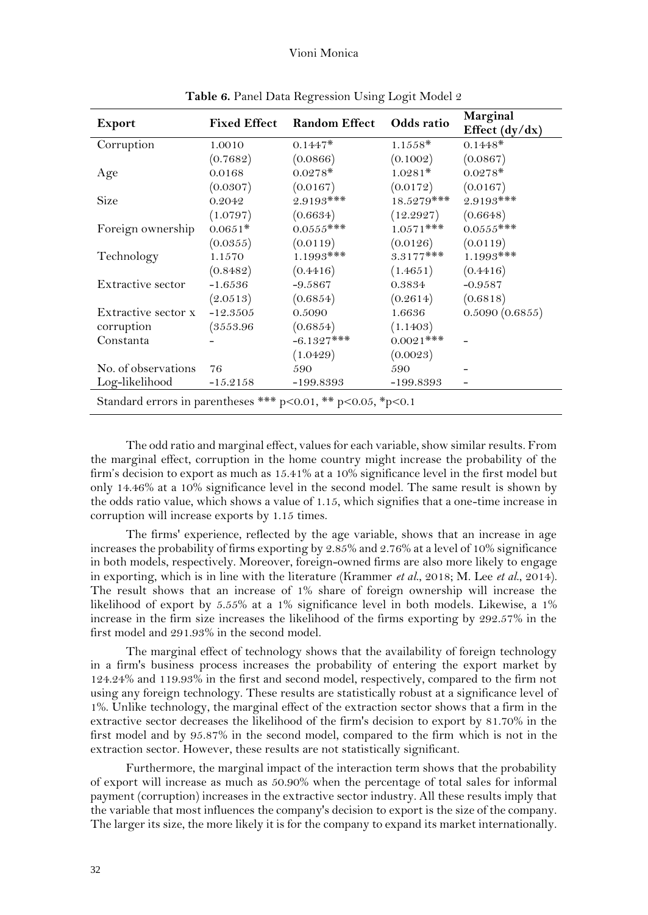**Table 6.** Panel Data Regression Using Logit Model 2

| Export | Fixed Effect | Random Effect | Odds ratio | Marginal Effect (dy/dx) |
|---|---|---|---|---|
| Corruption | 1.0010 | 0.1447* | 1.1558* | 0.1448* |
| | (0.7682) | (0.0866) | (0.1002) | (0.0867) |
| Age | 0.0168 | 0.0278* | 1.0281* | 0.0278* |
| | (0.0307) | (0.0167) | (0.0172) | (0.0167) |
| Size | 0.2042 | 2.9193*** | 18.5279*** | 2.9193*** |
| | (1.0797) | (0.6634) | (12.2927) | (0.6648) |
| Foreign ownership | 0.0651* | 0.0555*** | 1.0571*** | 0.0555*** |
| | (0.0355) | (0.0119) | (0.0126) | (0.0119) |
| Technology | 1.1570 | 1.1993*** | 3.3177*** | 1.1993*** |
| | (0.8482) | (0.4416) | (1.4651) | (0.4416) |
| Extractive sector | -1.6536 | -9.5867 | 0.3834 | -0.9587 |
| | (2.0513) | (0.6854) | (0.2614) | (0.6818) |
| Extractive sector x corruption | -12.3505 | 0.5090 | 1.6636 | 0.5090 (0.6855) |
| | (3553.96 | (0.6854) | (1.1403) | |
| Constanta | - | -6.1327*** | 0.0021*** | - |
| | | (1.0429) | (0.0023) | |
| No. of observations | 76 | 590 | 590 | - |
| Log-likelihood | -15.2158 | -199.8393 | -199.8393 | - |

Standard errors in parentheses *** $p<0.01$, ** $p<0.05$, *$p<0.1$

The odd ratio and marginal effect, values for each variable, show similar results. From the marginal effect, corruption in the home country might increase the probability of the firm's decision to export as much as 15.41% at a 10% significance level in the first model but only 14.46% at a 10% significance level in the second model. The same result is shown by the odds ratio value, which shows a value of 1.15, which signifies that a one-time increase in corruption will increase exports by 1.15 times.

The firms' experience, reflected by the age variable, shows that an increase in age increases the probability of firms exporting by 2.85% and 2.76% at a level of 10% significance in both models, respectively. Moreover, foreign-owned firms are also more likely to engage in exporting, which is in line with the literature (Krammer *et al.*, 2018; M. Lee *et al.*, 2014). The result shows that an increase of 1% share of foreign ownership will increase the likelihood of export by 5.55% at a 1% significance level in both models. Likewise, a 1% increase in the firm size increases the likelihood of the firms exporting by 292.57% in the first model and 291.93% in the second model.

The marginal effect of technology shows that the availability of foreign technology in a firm's business process increases the probability of entering the export market by 124.24% and 119.93% in the first and second model, respectively, compared to the firm not using any foreign technology. These results are statistically robust at a significance level of 1%. Unlike technology, the marginal effect of the extraction sector shows that a firm in the extractive sector decreases the likelihood of the firm's decision to export by 81.70% in the first model and by 95.87% in the second model, compared to the firm which is not in the extraction sector. However, these results are not statistically significant.

Furthermore, the marginal impact of the interaction term shows that the probability of export will increase as much as 50.90% when the percentage of total sales for informal payment (corruption) increases in the extractive sector industry. All these results imply that the variable that most influences the company's decision to export is the size of the company. The larger its size, the more likely it is for the company to expand its market internationally.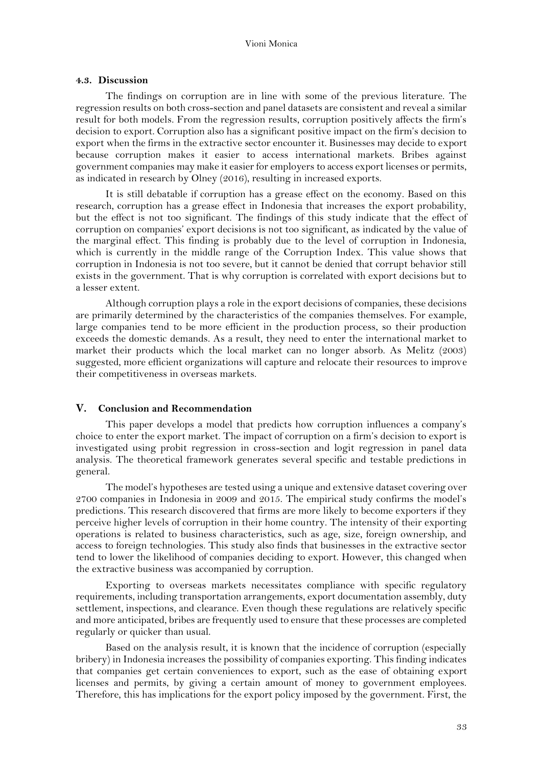### 4.3. Discussion

The findings on corruption are in line with some of the previous literature. The regression results on both cross-section and panel datasets are consistent and reveal a similar result for both models. From the regression results, corruption positively affects the firm's decision to export. Corruption also has a significant positive impact on the firm's decision to export when the firms in the extractive sector encounter it. Businesses may decide to export because corruption makes it easier to access international markets. Bribes against government companies may make it easier for employers to access export licenses or permits, as indicated in research by Olney (2016), resulting in increased exports.

It is still debatable if corruption has a grease effect on the economy. Based on this research, corruption has a grease effect in Indonesia that increases the export probability, but the effect is not too significant. The findings of this study indicate that the effect of corruption on companies' export decisions is not too significant, as indicated by the value of the marginal effect. This finding is probably due to the level of corruption in Indonesia, which is currently in the middle range of the Corruption Index. This value shows that corruption in Indonesia is not too severe, but it cannot be denied that corrupt behavior still exists in the government. That is why corruption is correlated with export decisions but to a lesser extent.

Although corruption plays a role in the export decisions of companies, these decisions are primarily determined by the characteristics of the companies themselves. For example, large companies tend to be more efficient in the production process, so their production exceeds the domestic demands. As a result, they need to enter the international market to market their products which the local market can no longer absorb. As Melitz (2003) suggested, more efficient organizations will capture and relocate their resources to improve their competitiveness in overseas markets.

## V. Conclusion and Recommendation

This paper develops a model that predicts how corruption influences a company's choice to enter the export market. The impact of corruption on a firm's decision to export is investigated using probit regression in cross-section and logit regression in panel data analysis. The theoretical framework generates several specific and testable predictions in general.

The model's hypotheses are tested using a unique and extensive dataset covering over 2700 companies in Indonesia in 2009 and 2015. The empirical study confirms the model's predictions. This research discovered that firms are more likely to become exporters if they perceive higher levels of corruption in their home country. The intensity of their exporting operations is related to business characteristics, such as age, size, foreign ownership, and access to foreign technologies. This study also finds that businesses in the extractive sector tend to lower the likelihood of companies deciding to export. However, this changed when the extractive business was accompanied by corruption.

Exporting to overseas markets necessitates compliance with specific regulatory requirements, including transportation arrangements, export documentation assembly, duty settlement, inspections, and clearance. Even though these regulations are relatively specific and more anticipated, bribes are frequently used to ensure that these processes are completed regularly or quicker than usual.

Based on the analysis result, it is known that the incidence of corruption (especially bribery) in Indonesia increases the possibility of companies exporting. This finding indicates that companies get certain conveniences to export, such as the ease of obtaining export licenses and permits, by giving a certain amount of money to government employees. Therefore, this has implications for the export policy imposed by the government. First, the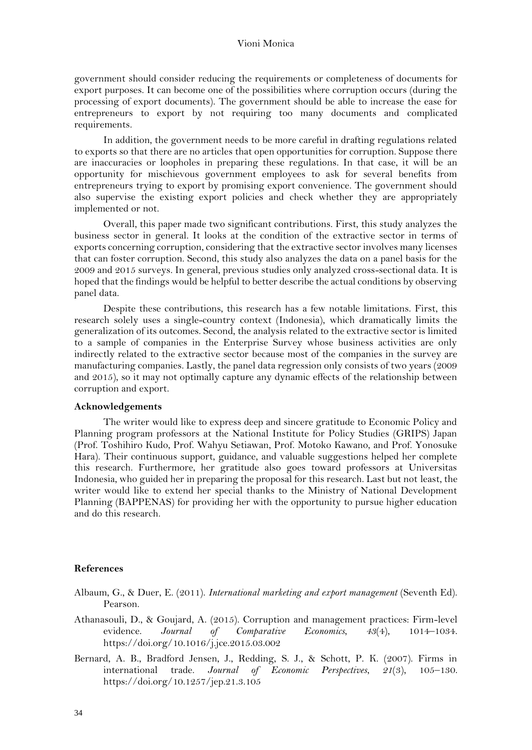government should consider reducing the requirements or completeness of documents for export purposes. It can become one of the possibilities where corruption occurs (during the processing of export documents). The government should be able to increase the ease for entrepreneurs to export by not requiring too many documents and complicated requirements.

In addition, the government needs to be more careful in drafting regulations related to exports so that there are no articles that open opportunities for corruption. Suppose there are inaccuracies or loopholes in preparing these regulations. In that case, it will be an opportunity for mischievous government employees to ask for several benefits from entrepreneurs trying to export by promising export convenience. The government should also supervise the existing export policies and check whether they are appropriately implemented or not.

Overall, this paper made two significant contributions. First, this study analyzes the business sector in general. It looks at the condition of the extractive sector in terms of exports concerning corruption, considering that the extractive sector involves many licenses that can foster corruption. Second, this study also analyzes the data on a panel basis for the 2009 and 2015 surveys. In general, previous studies only analyzed cross-sectional data. It is hoped that the findings would be helpful to better describe the actual conditions by observing panel data.

Despite these contributions, this research has a few notable limitations. First, this research solely uses a single-country context (Indonesia), which dramatically limits the generalization of its outcomes. Second, the analysis related to the extractive sector is limited to a sample of companies in the Enterprise Survey whose business activities are only indirectly related to the extractive sector because most of the companies in the survey are manufacturing companies. Lastly, the panel data regression only consists of two years (2009 and 2015), so it may not optimally capture any dynamic effects of the relationship between corruption and export.

## Acknowledgements

The writer would like to express deep and sincere gratitude to Economic Policy and Planning program professors at the National Institute for Policy Studies (GRIPS) Japan (Prof. Toshihiro Kudo, Prof. Wahyu Setiawan, Prof. Motoko Kawano, and Prof. Yonosuke Hara). Their continuous support, guidance, and valuable suggestions helped her complete this research. Furthermore, her gratitude also goes toward professors at Universitas Indonesia, who guided her in preparing the proposal for this research. Last but not least, the writer would like to extend her special thanks to the Ministry of National Development Planning (BAPPENAS) for providing her with the opportunity to pursue higher education and do this research.

## References

Albaum, G., & Duer, E. (2011). *International marketing and export management* (Seventh Ed). Pearson.

Athanasouli, D., & Goujard, A. (2015). Corruption and management practices: Firm-level evidence. *Journal of Comparative Economics*, *43*(4), 1014–1034. https://doi.org/10.1016/j.jce.2015.03.002

Bernard, A. B., Bradford Jensen, J., Redding, S. J., & Schott, P. K. (2007). Firms in international trade. *Journal of Economic Perspectives*, *21*(3), 105–130. https://doi.org/10.1257/jep.21.3.105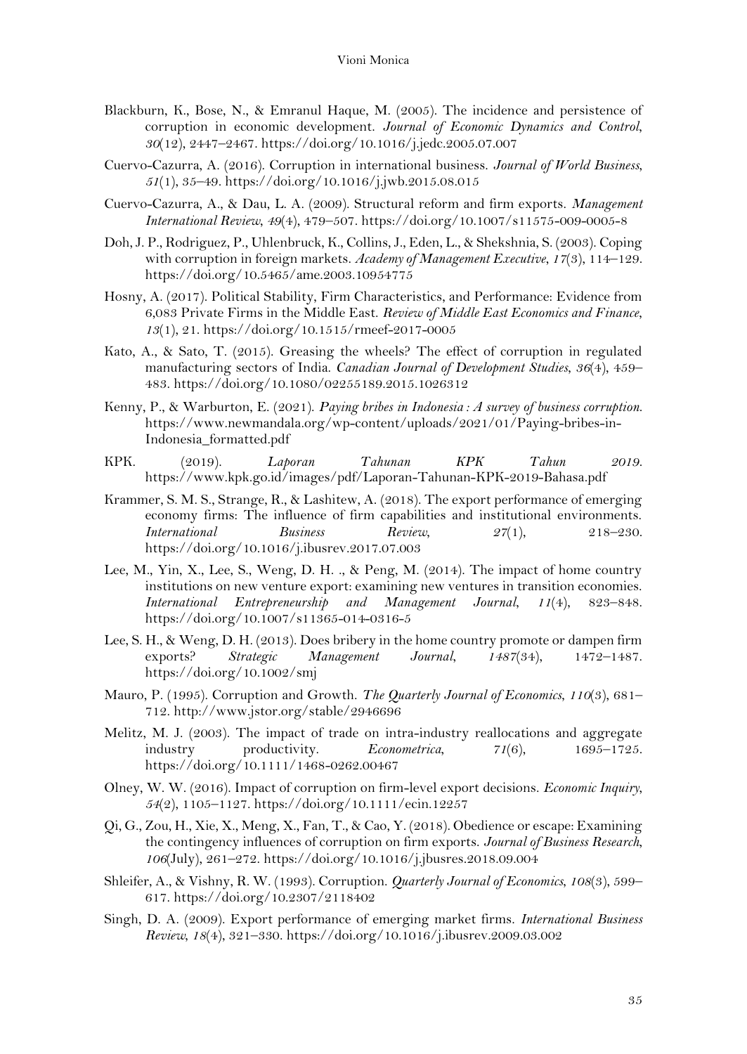Blackburn, K., Bose, N., & Emranul Haque, M. (2005). The incidence and persistence of corruption in economic development. *Journal of Economic Dynamics and Control*, *30*(12), 2447–2467. https://doi.org/10.1016/j.jedc.2005.07.007

Cuervo-Cazurra, A. (2016). Corruption in international business. *Journal of World Business*, *51*(1), 35–49. https://doi.org/10.1016/j.jwb.2015.08.015

Cuervo-Cazurra, A., & Dau, L. A. (2009). Structural reform and firm exports. *Management International Review*, *49*(4), 479–507. https://doi.org/10.1007/s11575-009-0005-8

Doh, J. P., Rodriguez, P., Uhlenbruck, K., Collins, J., Eden, L., & Shekshnia, S. (2003). Coping with corruption in foreign markets. *Academy of Management Executive*, *17*(3), 114–129. https://doi.org/10.5465/ame.2003.10954775

Hosny, A. (2017). Political Stability, Firm Characteristics, and Performance: Evidence from 6,083 Private Firms in the Middle East. *Review of Middle East Economics and Finance*, *13*(1), 21. https://doi.org/10.1515/rmeef-2017-0005

Kato, A., & Sato, T. (2015). Greasing the wheels? The effect of corruption in regulated manufacturing sectors of India. *Canadian Journal of Development Studies*, *36*(4), 459–483. https://doi.org/10.1080/02255189.2015.1026312

Kenny, P., & Warburton, E. (2021). *Paying bribes in Indonesia : A survey of business corruption.* https://www.newmandala.org/wp-content/uploads/2021/01/Paying-bribes-in-Indonesia_formatted.pdf

KPK. (2019). *Laporan Tahunan KPK Tahun 2019.* https://www.kpk.go.id/images/pdf/Laporan-Tahunan-KPK-2019-Bahasa.pdf

Krammer, S. M. S., Strange, R., & Lashitew, A. (2018). The export performance of emerging economy firms: The influence of firm capabilities and institutional environments. *International Business Review*, *27*(1), 218–230. https://doi.org/10.1016/j.ibusrev.2017.07.003

Lee, M., Yin, X., Lee, S., Weng, D. H. ., & Peng, M. (2014). The impact of home country institutions on new venture export: examining new ventures in transition economies. *International Entrepreneurship and Management Journal*, *11*(4), 823–848. https://doi.org/10.1007/s11365-014-0316-5

Lee, S. H., & Weng, D. H. (2013). Does bribery in the home country promote or dampen firm exports? *Strategic Management Journal*, *1487*(34), 1472–1487. https://doi.org/10.1002/smj

Mauro, P. (1995). Corruption and Growth. *The Quarterly Journal of Economics*, *110*(3), 681–712. http://www.jstor.org/stable/2946696

Melitz, M. J. (2003). The impact of trade on intra-industry reallocations and aggregate industry productivity. *Econometrica*, *71*(6), 1695–1725. https://doi.org/10.1111/1468-0262.00467

Olney, W. W. (2016). Impact of corruption on firm-level export decisions. *Economic Inquiry*, *54*(2), 1105–1127. https://doi.org/10.1111/ecin.12257

Qi, G., Zou, H., Xie, X., Meng, X., Fan, T., & Cao, Y. (2018). Obedience or escape: Examining the contingency influences of corruption on firm exports. *Journal of Business Research*, *106*(July), 261–272. https://doi.org/10.1016/j.jbusres.2018.09.004

Shleifer, A., & Vishny, R. W. (1993). Corruption. *Quarterly Journal of Economics*, *108*(3), 599–617. https://doi.org/10.2307/2118402

Singh, D. A. (2009). Export performance of emerging market firms. *International Business Review*, *18*(4), 321–330. https://doi.org/10.1016/j.ibusrev.2009.03.002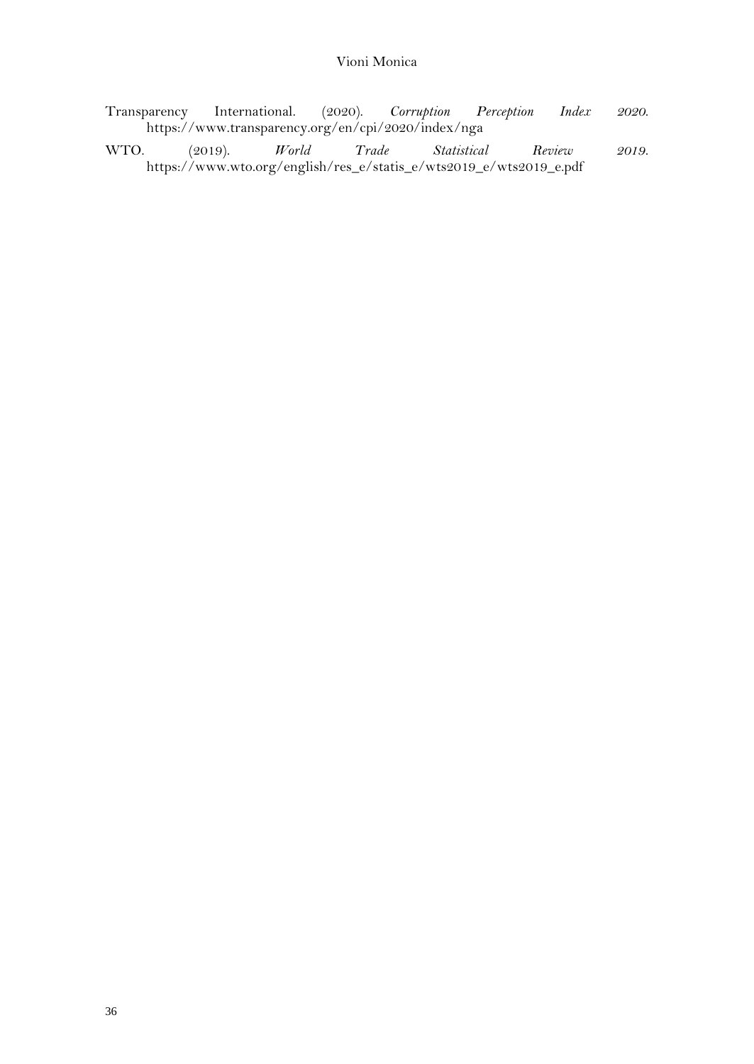Transparency International. (2020). *Corruption Perception Index 2020.* https://www.transparency.org/en/cpi/2020/index/nga

WTO. (2019). *World Trade Statistical Review 2019*. https://www.wto.org/english/res_e/statis_e/wts2019_e/wts2019_e.pdf